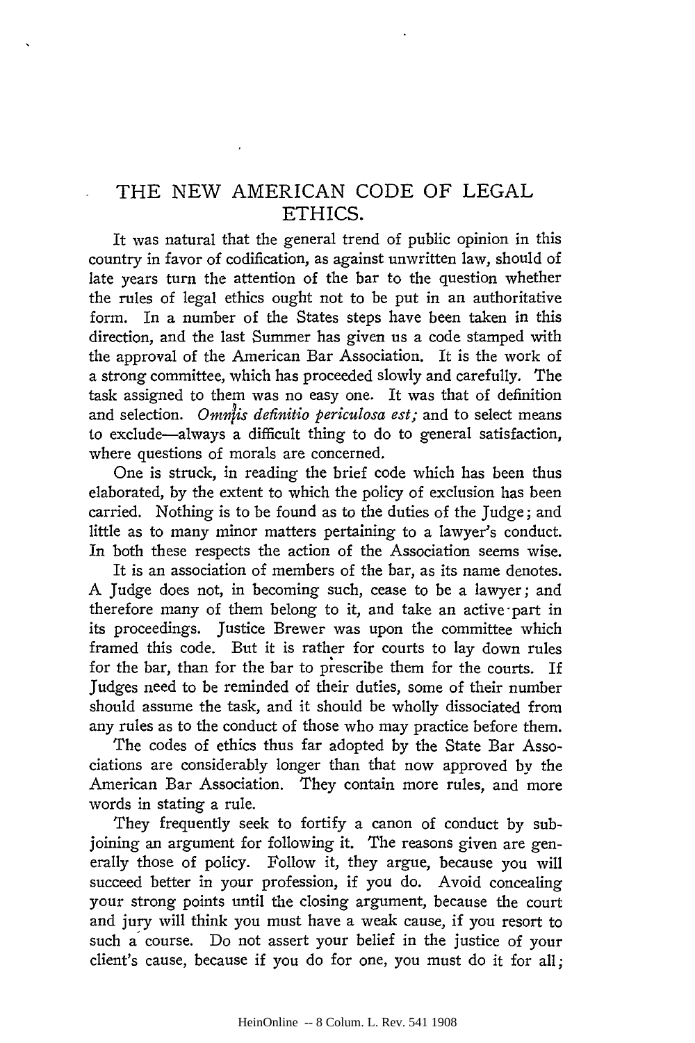# THE NEW AMERICAN CODE OF LEGAL ETHICS.

It was natural that the general trend of public opinion in this country in favor of codification, as against unwritten law, should of late years turn the attention of the bar to the question whether the rules of legal ethics ought not to be put in an authoritative form. In a number of the States steps have been taken in this direction, and the last Summer has given us a code stamped with the approval of the American Bar Association. It is the work of a strong committee, which has proceeded slowly and carefully. The task assigned to them was no easy one. It was that of definition and selection. *Omnis definitio periculosa est;* and to select means to exclude—always a difficult thing to do to general satisfaction, where questions of morals are concerned.

One is struck, in reading the brief code which has been thus elaborated, by the extent to which the policy of exclusion has been carried. Nothing is to be found as to the duties of the Judge; and little as to many minor matters pertaining to a lawyer's conduct. In both these respects the action of the Association seems wise.

It is an association of members of the bar, as its name denotes. A Judge does not, in becoming such, cease to be a lawyer; and therefore many of them belong to it, and take an active part in its proceedings. Justice Brewer was upon the committee which framed this code. But it is rather for courts to lay down rules for the bar, than for the bar to prescribe them for the courts. If Judges need to be reminded of their duties, some of their number should assume the task, and it should be wholly dissociated from any rules as to the conduct of those who may practice before them.

The codes of ethics thus far adopted by the State Bar Associations are considerably longer than that now approved by the American Bar Association. They contain more rules, and more words in stating a rule.

They frequently seek to fortify a canon of conduct by subjoining an argument for following it. The reasons given are generally those of policy. Follow it, they argue, because you will succeed better in your profession, if you do. Avoid concealing your strong points until the closing argument, because the court and jury will think you must have a weak cause, if you resort to such a course. Do not assert your belief in the justice of your client's cause, because if you do for one, you must do it for all;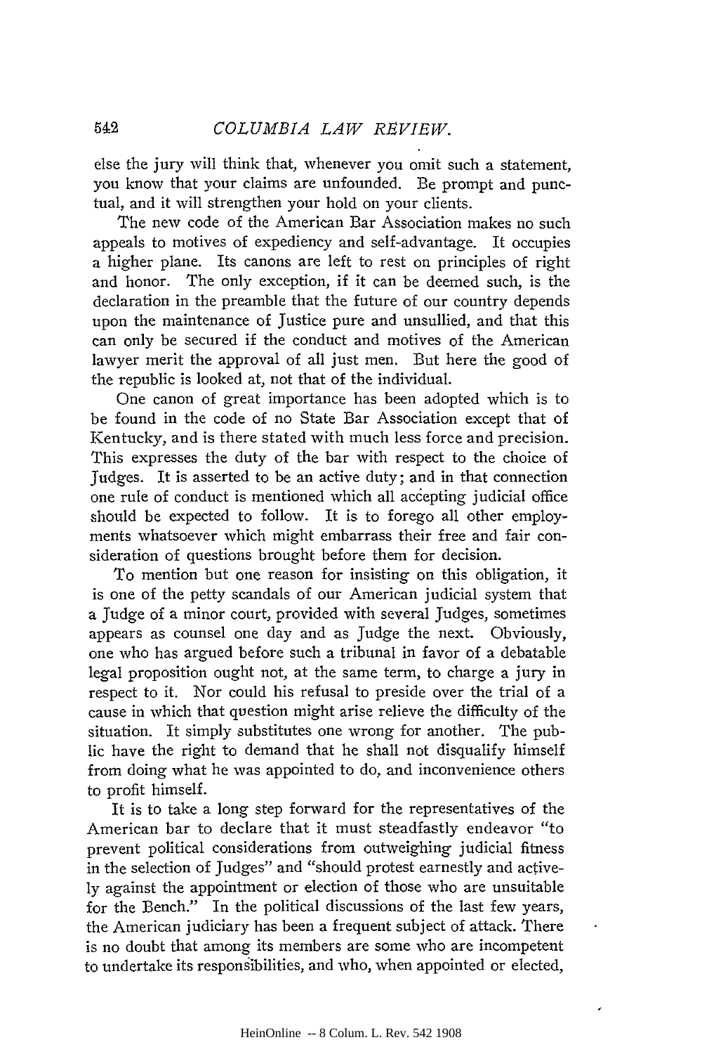else the jury will think that, whenever you omit such a statement, you know that your claims are unfounded. Be prompt and punctual, and it will strengthen your hold on your clients.

The new code of the American Bar Association makes no such appeals to motives of expediency and self-advantage. It occupies a higher plane. Its canons are left to rest on principles of right and honor. The only exception, if it can be deemed such, is the declaration in the preamble that the future of our country depends upon the maintenance of Justice pure and unsullied, and that this can only be secured if the conduct and motives of the American lawyer merit the approval of all just men. But here the good of the republic is looked at, not that of the individual.

One canon of great importance has been adopted which is to be found in the code of no State Bar Association except that of Kentucky, and is there stated with much less force and precision. This expresses the duty of the bar with respect to the choice of Judges. It is asserted to be an active duty; and in that connection one rule of conduct is mentioned which all accepting judicial office should be expected to follow. It is to forego all other employments whatsoever which might embarrass their free and fair consideration of questions brought before them for decision.

To mention but one reason for insisting on this obligation, it is one of the petty scandals of our American judicial system that a Judge of a minor court, provided with several Judges, sometimes appears as counsel one day and as Judge the next. Obviously, one who has argued before such a tribunal in favor of a debatable legal proposition ought not, at the same term, to charge a jury in respect to it. Nor could his refusal to preside over the trial of a cause in which that question might arise relieve the difficulty of the situation. It simply substitutes one wrong for another. The public have the right to demand that he shall not disqualify himself from doing what he was appointed to do, and inconvenience others to profit himself.

It is to take a long step forward for the representatives of the American bar to declare that it must steadfastly endeavor "to prevent political considerations from outweighing judicial fitness in the selection of Judges" and "should protest earnestly and actively against the appointment or election of those who are unsuitable for the Bench." In the political discussions of the last few years, the American judiciary has been a frequent subject of attack. There is no doubt that among its members are some who are incompetent to undertake its responsibilities, and who, when appointed or elected,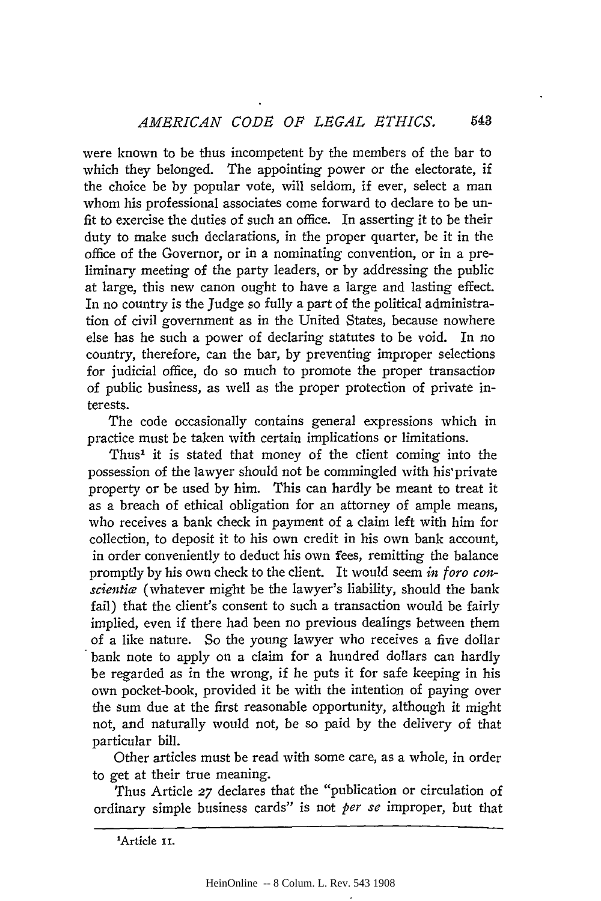were known to be thus incompetent by the members of the bar to which they belonged. The appointing power or the electorate, if the choice be by popular vote, will seldom, if ever, select a man whom his professional associates come forward to declare to be unfit to exercise the duties of such an office. In asserting it to be their duty to make such declarations, in the proper quarter, be it in the office of the Governor, or in a nominating convention, or in a preliminary meeting of the party leaders, or by addressing the public at large, this new canon ought to have a large and lasting effect. In no country is the Judge so fully a part of the political administration of civil government as in the United States, because nowhere else has he such a power of declaring statutes to be void. In no country, therefore, can the bar, by preventing improper selections for judicial office, do so much to promote the proper transaction of public business, as well as the proper protection of private interests.

The code occasionally contains general expressions which in practice must be taken with certain implications or limitations.

Thus[1] it is stated that money of the client coming into the possession of the lawyer should not be commingled with his private property or be used by him. This can hardly be meant to treat it as a breach of ethical obligation for an attorney of ample means, who receives a bank check in payment of a claim left with him for collection, to deposit it to his own credit in his own bank account, in order conveniently to deduct his own fees, remitting the balance promptly by his own check to the client. It would seem *in foro conscientiæ* (whatever might be the lawyer's liability, should the bank fail) that the client's consent to such a transaction would be fairly implied, even if there had been no previous dealings between them of a like nature. So the young lawyer who receives a five dollar bank note to apply on a claim for a hundred dollars can hardly be regarded as in the wrong, if he puts it for safe keeping in his own pocket-book, provided it be with the intention of paying over the sum due at the first reasonable opportunity, although it might not, and naturally would not, be so paid by the delivery of that particular bill.

Other articles must be read with some care, as a whole, in order to get at their true meaning.

Thus Article 27 declares that the "publication or circulation of ordinary simple business cards" is not *per se* improper, but that

[1] Article 11.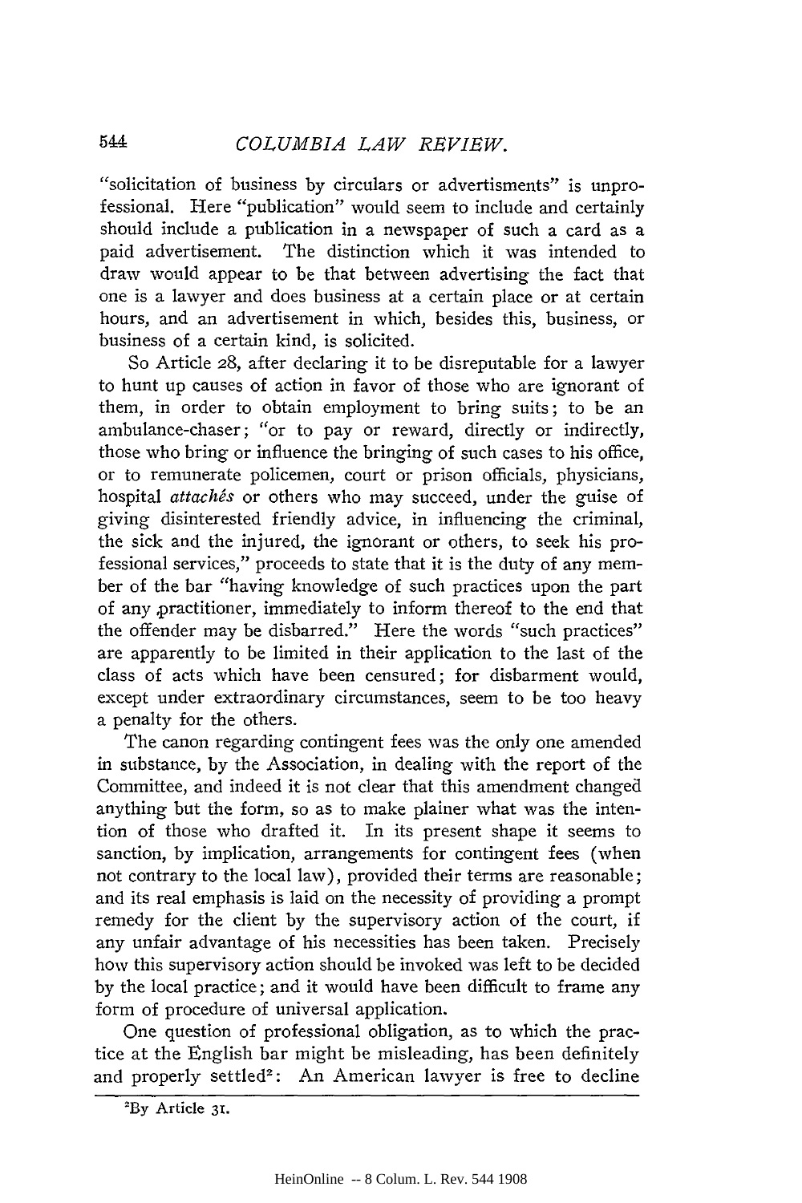"solicitation of business by circulars or advertisments" is unprofessional. Here "publication" would seem to include and certainly should include a publication in a newspaper of such a card as a paid advertisement. The distinction which it was intended to draw would appear to be that between advertising the fact that one is a lawyer and does business at a certain place or at certain hours, and an advertisement in which, besides this, business, or business of a certain kind, is solicited.

So Article 28, after declaring it to be disreputable for a lawyer to hunt up causes of action in favor of those who are ignorant of them, in order to obtain employment to bring suits; to be an ambulance-chaser; "or to pay or reward, directly or indirectly, those who bring or influence the bringing of such cases to his office, or to remunerate policemen, court or prison officials, physicians, hospital *attachés* or others who may succeed, under the guise of giving disinterested friendly advice, in influencing the criminal, the sick and the injured, the ignorant or others, to seek his professional services," proceeds to state that it is the duty of any member of the bar "having knowledge of such practices upon the part of any practitioner, immediately to inform thereof to the end that the offender may be disbarred." Here the words "such practices" are apparently to be limited in their application to the last of the class of acts which have been censured; for disbarment would, except under extraordinary circumstances, seem to be too heavy a penalty for the others.

The canon regarding contingent fees was the only one amended in substance, by the Association, in dealing with the report of the Committee, and indeed it is not clear that this amendment changed anything but the form, so as to make plainer what was the intention of those who drafted it. In its present shape it seems to sanction, by implication, arrangements for contingent fees (when not contrary to the local law), provided their terms are reasonable; and its real emphasis is laid on the necessity of providing a prompt remedy for the client by the supervisory action of the court, if any unfair advantage of his necessities has been taken. Precisely how this supervisory action should be invoked was left to be decided by the local practice; and it would have been difficult to frame any form of procedure of universal application.

One question of professional obligation, as to which the practice at the English bar might be misleading, has been definitely and properly settled[2]: An American lawyer is free to decline

[2] By Article 31.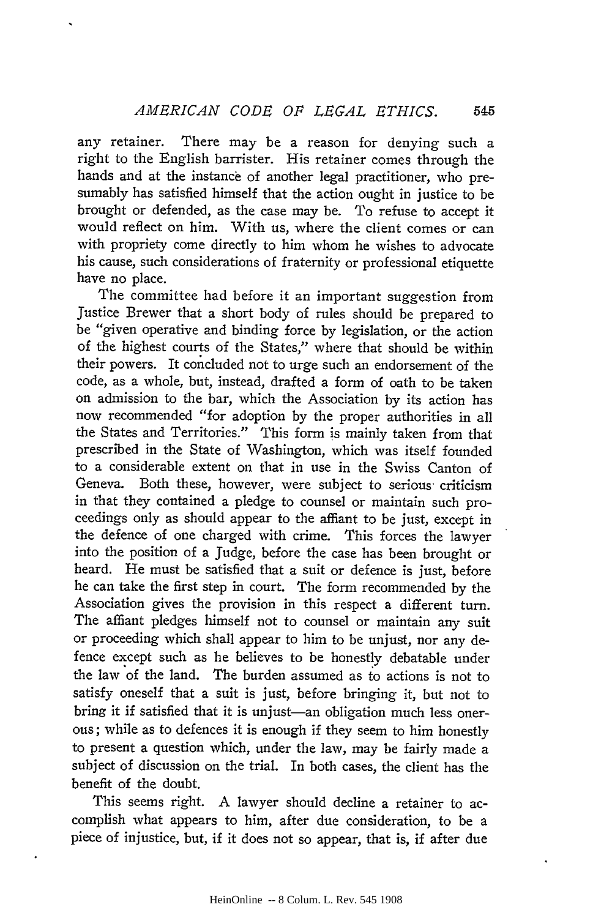any retainer. There may be a reason for denying such a right to the English barrister. His retainer comes through the hands and at the instance of another legal practitioner, who presumably has satisfied himself that the action ought in justice to be brought or defended, as the case may be. To refuse to accept it would reflect on him. With us, where the client comes or can with propriety come directly to him whom he wishes to advocate his cause, such considerations of fraternity or professional etiquette have no place.

The committee had before it an important suggestion from Justice Brewer that a short body of rules should be prepared to be "given operative and binding force by legislation, or the action of the highest courts of the States," where that should be within their powers. It concluded not to urge such an endorsement of the code, as a whole, but, instead, drafted a form of oath to be taken on admission to the bar, which the Association by its action has now recommended "for adoption by the proper authorities in all the States and Territories." This form is mainly taken from that prescribed in the State of Washington, which was itself founded to a considerable extent on that in use in the Swiss Canton of Geneva. Both these, however, were subject to serious criticism in that they contained a pledge to counsel or maintain such proceedings only as should appear to the affiant to be just, except in the defence of one charged with crime. This forces the lawyer into the position of a Judge, before the case has been brought or heard. He must be satisfied that a suit or defence is just, before he can take the first step in court. The form recommended by the Association gives the provision in this respect a different turn. The affiant pledges himself not to counsel or maintain any suit or proceeding which shall appear to him to be unjust, nor any defence except such as he believes to be honestly debatable under the law of the land. The burden assumed as to actions is not to satisfy oneself that a suit is just, before bringing it, but not to bring it if satisfied that it is unjust—an obligation much less onerous; while as to defences it is enough if they seem to him honestly to present a question which, under the law, may be fairly made a subject of discussion on the trial. In both cases, the client has the benefit of the doubt.

This seems right. A lawyer should decline a retainer to accomplish what appears to him, after due consideration, to be a piece of injustice, but, if it does not so appear, that is, if after due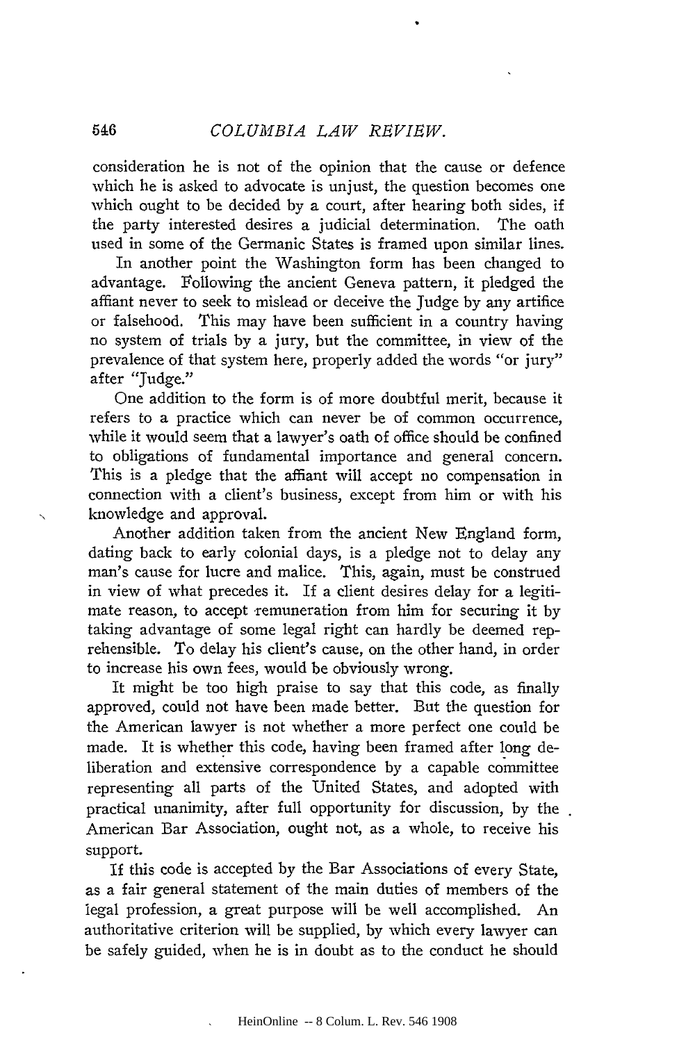consideration he is not of the opinion that the cause or defence which he is asked to advocate is unjust, the question becomes one which ought to be decided by a court, after hearing both sides, if the party interested desires a judicial determination. The oath used in some of the Germanic States is framed upon similar lines.

In another point the Washington form has been changed to advantage. Following the ancient Geneva pattern, it pledged the affiant never to seek to mislead or deceive the Judge by any artifice or falsehood. This may have been sufficient in a country having no system of trials by a jury, but the committee, in view of the prevalence of that system here, properly added the words "or jury" after "Judge."

One addition to the form is of more doubtful merit, because it refers to a practice which can never be of common occurrence, while it would seem that a lawyer's oath of office should be confined to obligations of fundamental importance and general concern. This is a pledge that the affiant will accept no compensation in connection with a client's business, except from him or with his knowledge and approval.

Another addition taken from the ancient New England form, dating back to early colonial days, is a pledge not to delay any man's cause for lucre and malice. This, again, must be construed in view of what precedes it. If a client desires delay for a legitimate reason, to accept remuneration from him for securing it by taking advantage of some legal right can hardly be deemed reprehensible. To delay his client's cause, on the other hand, in order to increase his own fees, would be obviously wrong.

It might be too high praise to say that this code, as finally approved, could not have been made better. But the question for the American lawyer is not whether a more perfect one could be made. It is whether this code, having been framed after long deliberation and extensive correspondence by a capable committee representing all parts of the United States, and adopted with practical unanimity, after full opportunity for discussion, by the American Bar Association, ought not, as a whole, to receive his support.

If this code is accepted by the Bar Associations of every State, as a fair general statement of the main duties of members of the legal profession, a great purpose will be well accomplished. An authoritative criterion will be supplied, by which every lawyer can be safely guided, when he is in doubt as to the conduct he should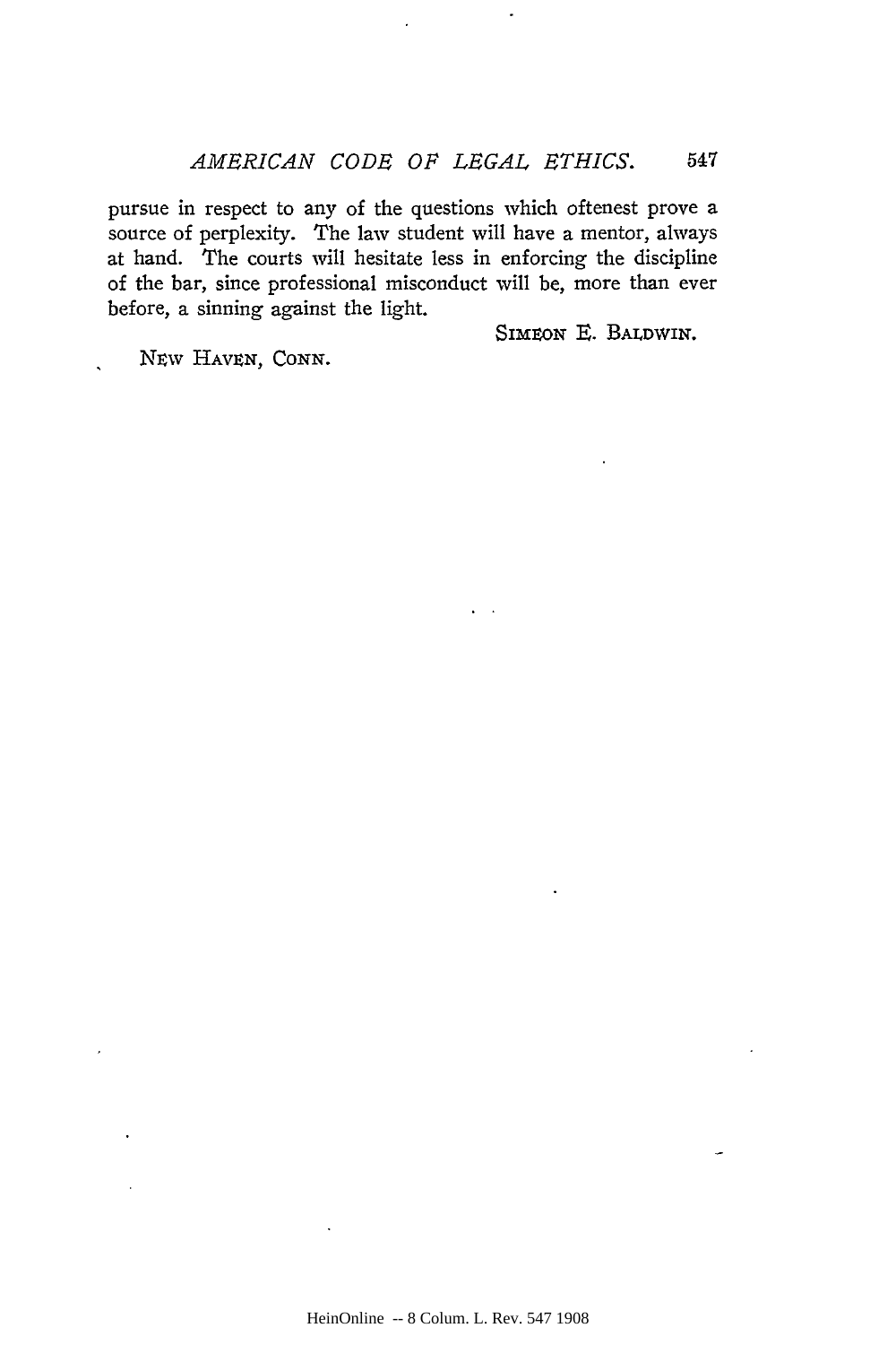pursue in respect to any of the questions which oftenest prove a source of perplexity. The law student will have a mentor, always at hand. The courts will hesitate less in enforcing the discipline of the bar, since professional misconduct will be, more than ever before, a sinning against the light.

SIMEON E. BALDWIN.

NEW HAVEN, CONN.